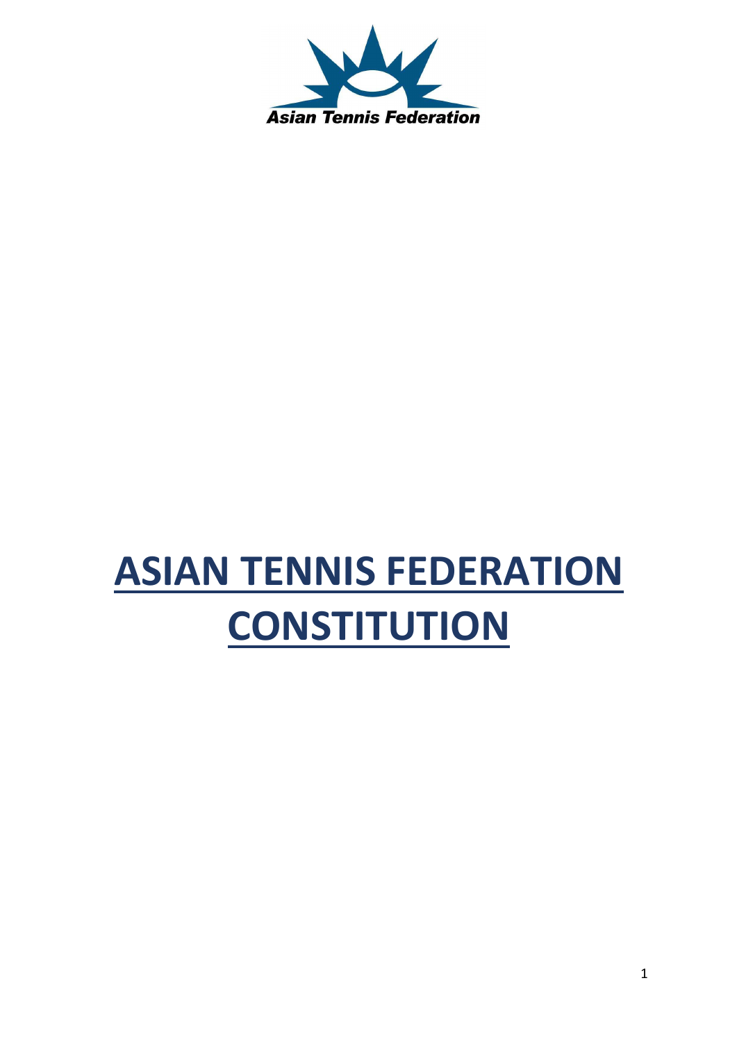Asian Tennis Federation

# ASIAN TENNIS FEDERATION CONSTITUTION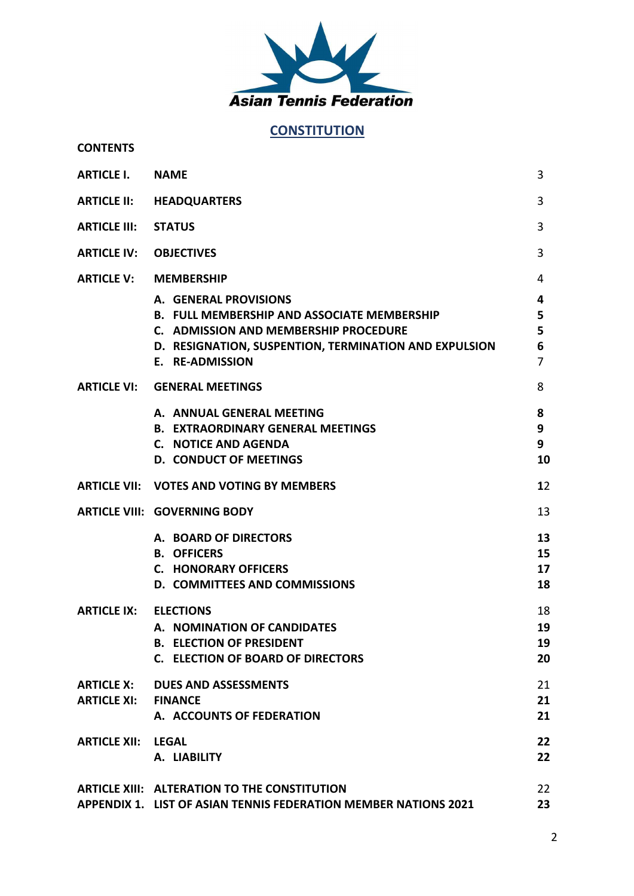Asian Tennis Federation

# CONSTITUTION

**CONTENTS**

| | | |
|---|---|---|
| **ARTICLE I.** | **NAME** | 3 |
| **ARTICLE II:** | **HEADQUARTERS** | 3 |
| **ARTICLE III:** | **STATUS** | 3 |
| **ARTICLE IV:** | **OBJECTIVES** | 3 |
| **ARTICLE V:** | **MEMBERSHIP** | 4 |
| | **A. GENERAL PROVISIONS** | **4** |
| | **B. FULL MEMBERSHIP AND ASSOCIATE MEMBERSHIP** | **5** |
| | **C. ADMISSION AND MEMBERSHIP PROCEDURE** | **5** |
| | **D. RESIGNATION, SUSPENTION, TERMINATION AND EXPULSION** | **6** |
| | **E. RE-ADMISSION** | 7 |
| **ARTICLE VI:** | **GENERAL MEETINGS** | 8 |
| | **A. ANNUAL GENERAL MEETING** | **8** |
| | **B. EXTRAORDINARY GENERAL MEETINGS** | **9** |
| | **C. NOTICE AND AGENDA** | **9** |
| | **D. CONDUCT OF MEETINGS** | **10** |
| **ARTICLE VII:** | **VOTES AND VOTING BY MEMBERS** | 12 |
| **ARTICLE VIII:** | **GOVERNING BODY** | 13 |
| | **A. BOARD OF DIRECTORS** | **13** |
| | **B. OFFICERS** | **15** |
| | **C. HONORARY OFFICERS** | **17** |
| | **D. COMMITTEES AND COMMISSIONS** | **18** |
| **ARTICLE IX:** | **ELECTIONS** | 18 |
| | **A. NOMINATION OF CANDIDATES** | **19** |
| | **B. ELECTION OF PRESIDENT** | **19** |
| | **C. ELECTION OF BOARD OF DIRECTORS** | **20** |
| **ARTICLE X:** | **DUES AND ASSESSMENTS** | 21 |
| **ARTICLE XI:** | **FINANCE** | **21** |
| | **A. ACCOUNTS OF FEDERATION** | **21** |
| **ARTICLE XII:** | **LEGAL** | **22** |
| | **A. LIABILITY** | **22** |
| **ARTICLE XIII:** | **ALTERATION TO THE CONSTITUTION** | 22 |
| **APPENDIX 1.** | **LIST OF ASIAN TENNIS FEDERATION MEMBER NATIONS 2021** | **23** |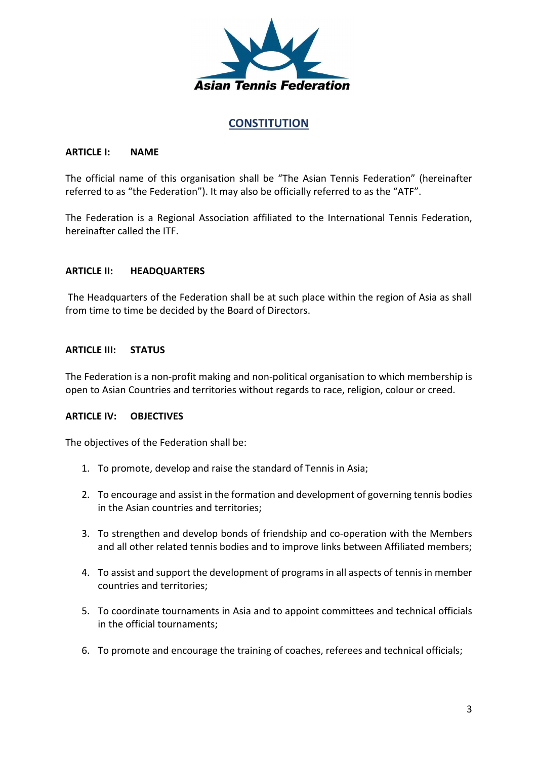Asian Tennis Federation

# CONSTITUTION

## ARTICLE I: NAME

The official name of this organisation shall be "The Asian Tennis Federation" (hereinafter referred to as "the Federation"). It may also be officially referred to as the "ATF".

The Federation is a Regional Association affiliated to the International Tennis Federation, hereinafter called the ITF.

## ARTICLE II: HEADQUARTERS

The Headquarters of the Federation shall be at such place within the region of Asia as shall from time to time be decided by the Board of Directors.

## ARTICLE III: STATUS

The Federation is a non-profit making and non-political organisation to which membership is open to Asian Countries and territories without regards to race, religion, colour or creed.

## ARTICLE IV: OBJECTIVES

The objectives of the Federation shall be:

1. To promote, develop and raise the standard of Tennis in Asia;
2. To encourage and assist in the formation and development of governing tennis bodies in the Asian countries and territories;
3. To strengthen and develop bonds of friendship and co-operation with the Members and all other related tennis bodies and to improve links between Affiliated members;
4. To assist and support the development of programs in all aspects of tennis in member countries and territories;
5. To coordinate tournaments in Asia and to appoint committees and technical officials in the official tournaments;
6. To promote and encourage the training of coaches, referees and technical officials;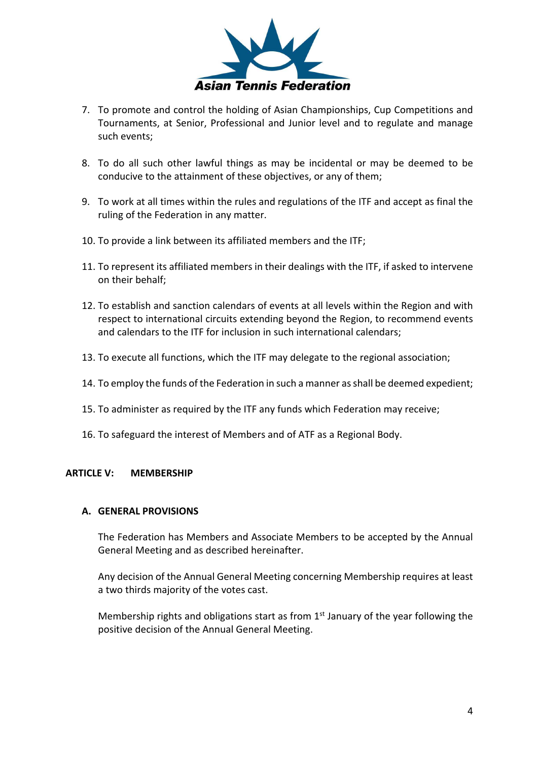7. To promote and control the holding of Asian Championships, Cup Competitions and Tournaments, at Senior, Professional and Junior level and to regulate and manage such events;

8. To do all such other lawful things as may be incidental or may be deemed to be conducive to the attainment of these objectives, or any of them;

9. To work at all times within the rules and regulations of the ITF and accept as final the ruling of the Federation in any matter.

10. To provide a link between its affiliated members and the ITF;

11. To represent its affiliated members in their dealings with the ITF, if asked to intervene on their behalf;

12. To establish and sanction calendars of events at all levels within the Region and with respect to international circuits extending beyond the Region, to recommend events and calendars to the ITF for inclusion in such international calendars;

13. To execute all functions, which the ITF may delegate to the regional association;

14. To employ the funds of the Federation in such a manner as shall be deemed expedient;

15. To administer as required by the ITF any funds which Federation may receive;

16. To safeguard the interest of Members and of ATF as a Regional Body.

## ARTICLE V: MEMBERSHIP

### A. GENERAL PROVISIONS

The Federation has Members and Associate Members to be accepted by the Annual General Meeting and as described hereinafter.

Any decision of the Annual General Meeting concerning Membership requires at least a two thirds majority of the votes cast.

Membership rights and obligations start as from 1st January of the year following the positive decision of the Annual General Meeting.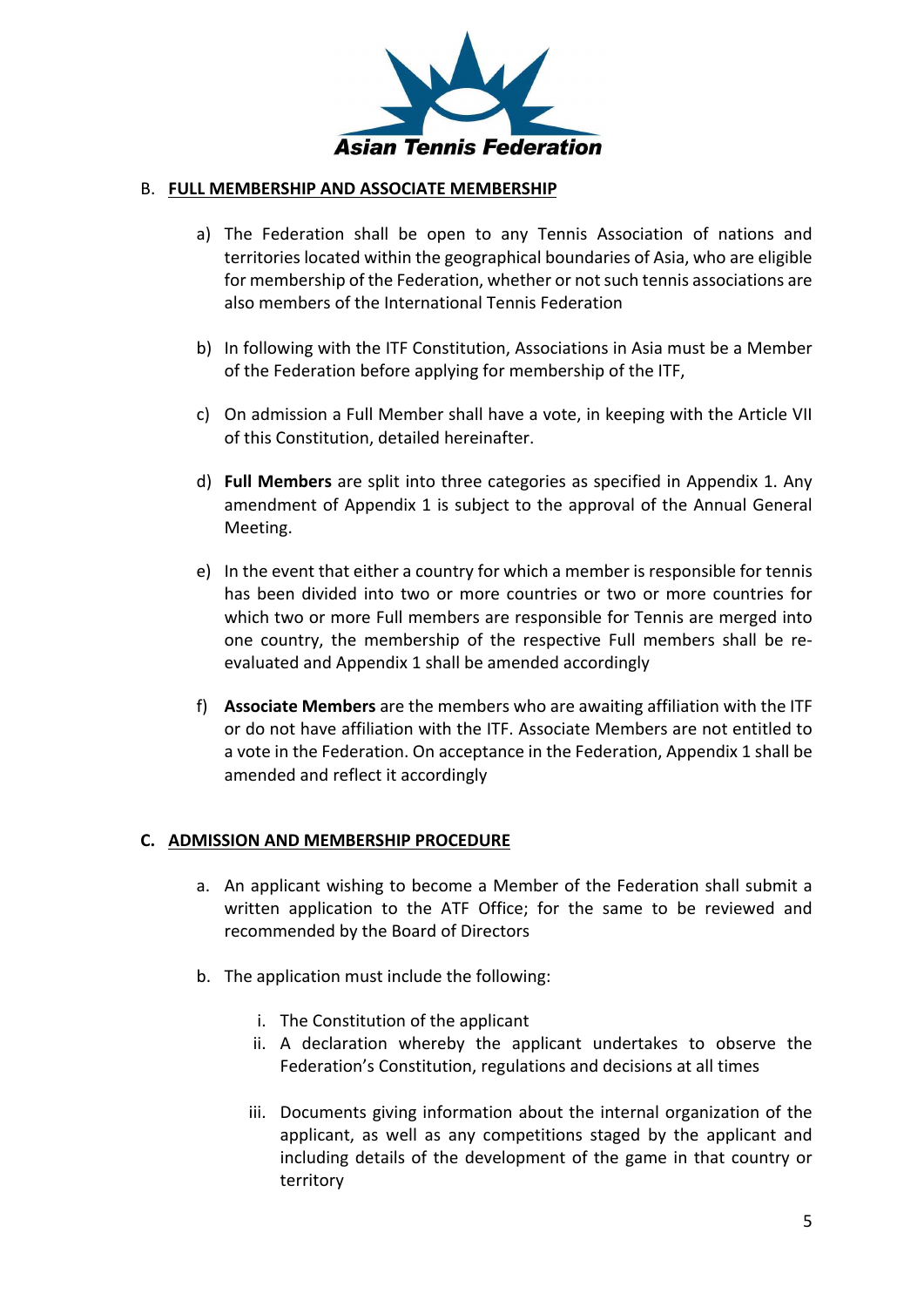## B. FULL MEMBERSHIP AND ASSOCIATE MEMBERSHIP

a) The Federation shall be open to any Tennis Association of nations and territories located within the geographical boundaries of Asia, who are eligible for membership of the Federation, whether or not such tennis associations are also members of the International Tennis Federation

b) In following with the ITF Constitution, Associations in Asia must be a Member of the Federation before applying for membership of the ITF,

c) On admission a Full Member shall have a vote, in keeping with the Article VII of this Constitution, detailed hereinafter.

d) **Full Members** are split into three categories as specified in Appendix 1. Any amendment of Appendix 1 is subject to the approval of the Annual General Meeting.

e) In the event that either a country for which a member is responsible for tennis has been divided into two or more countries or two or more countries for which two or more Full members are responsible for Tennis are merged into one country, the membership of the respective Full members shall be re-evaluated and Appendix 1 shall be amended accordingly

f) **Associate Members** are the members who are awaiting affiliation with the ITF or do not have affiliation with the ITF. Associate Members are not entitled to a vote in the Federation. On acceptance in the Federation, Appendix 1 shall be amended and reflect it accordingly

## C. ADMISSION AND MEMBERSHIP PROCEDURE

a. An applicant wishing to become a Member of the Federation shall submit a written application to the ATF Office; for the same to be reviewed and recommended by the Board of Directors

b. The application must include the following:

   i. The Constitution of the applicant
   ii. A declaration whereby the applicant undertakes to observe the Federation's Constitution, regulations and decisions at all times
   iii. Documents giving information about the internal organization of the applicant, as well as any competitions staged by the applicant and including details of the development of the game in that country or territory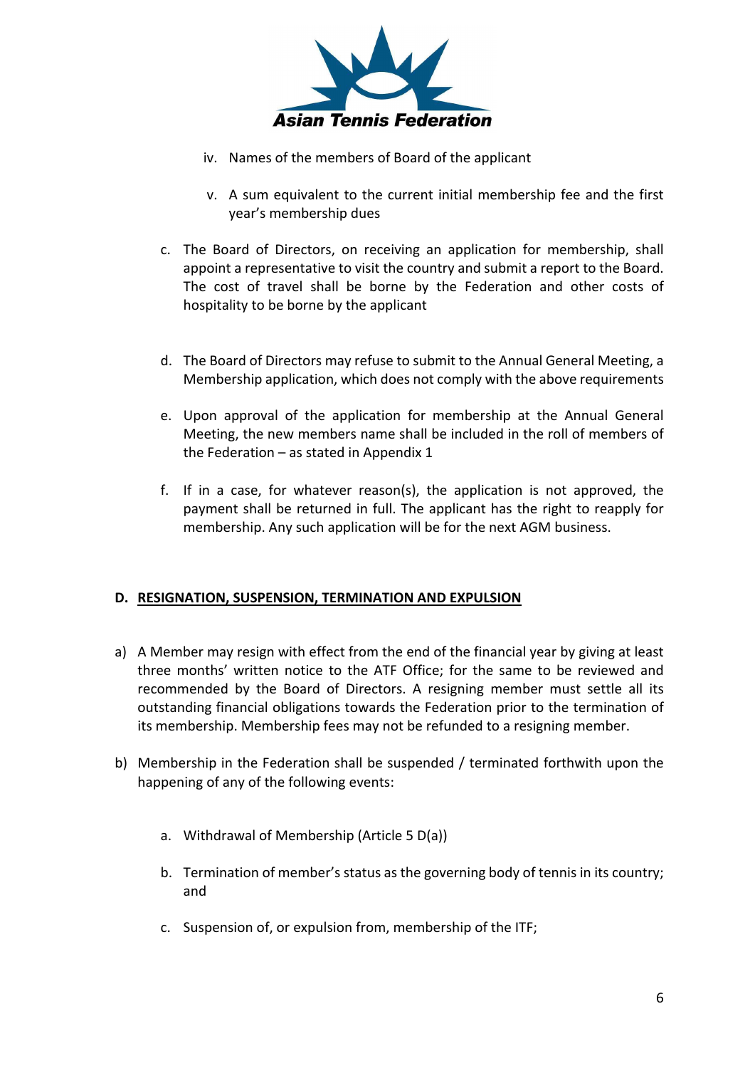iv. Names of the members of Board of the applicant

v. A sum equivalent to the current initial membership fee and the first year's membership dues

c. The Board of Directors, on receiving an application for membership, shall appoint a representative to visit the country and submit a report to the Board. The cost of travel shall be borne by the Federation and other costs of hospitality to be borne by the applicant

d. The Board of Directors may refuse to submit to the Annual General Meeting, a Membership application, which does not comply with the above requirements

e. Upon approval of the application for membership at the Annual General Meeting, the new members name shall be included in the roll of members of the Federation – as stated in Appendix 1

f. If in a case, for whatever reason(s), the application is not approved, the payment shall be returned in full. The applicant has the right to reapply for membership. Any such application will be for the next AGM business.

## D. RESIGNATION, SUSPENSION, TERMINATION AND EXPULSION

a) A Member may resign with effect from the end of the financial year by giving at least three months' written notice to the ATF Office; for the same to be reviewed and recommended by the Board of Directors. A resigning member must settle all its outstanding financial obligations towards the Federation prior to the termination of its membership. Membership fees may not be refunded to a resigning member.

b) Membership in the Federation shall be suspended / terminated forthwith upon the happening of any of the following events:

   a. Withdrawal of Membership (Article 5 D(a))

   b. Termination of member's status as the governing body of tennis in its country; and

   c. Suspension of, or expulsion from, membership of the ITF;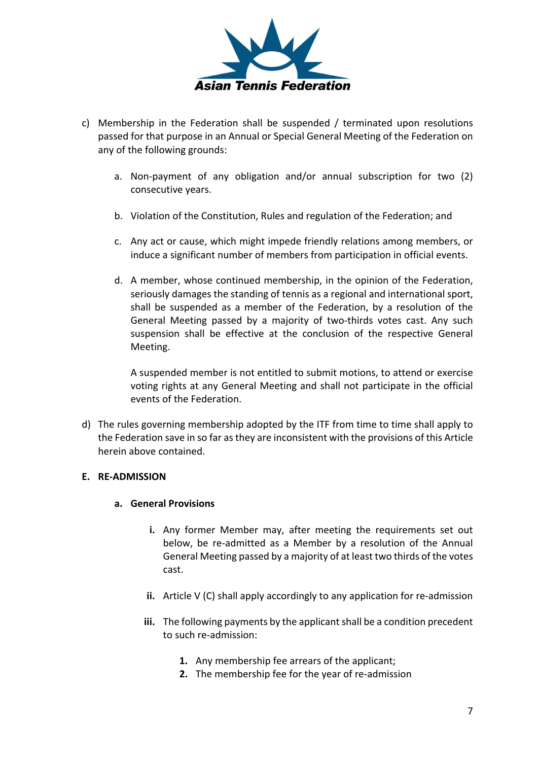c) Membership in the Federation shall be suspended / terminated upon resolutions passed for that purpose in an Annual or Special General Meeting of the Federation on any of the following grounds:

   a. Non-payment of any obligation and/or annual subscription for two (2) consecutive years.

   b. Violation of the Constitution, Rules and regulation of the Federation; and

   c. Any act or cause, which might impede friendly relations among members, or induce a significant number of members from participation in official events.

   d. A member, whose continued membership, in the opinion of the Federation, seriously damages the standing of tennis as a regional and international sport, shall be suspended as a member of the Federation, by a resolution of the General Meeting passed by a majority of two-thirds votes cast. Any such suspension shall be effective at the conclusion of the respective General Meeting.

      A suspended member is not entitled to submit motions, to attend or exercise voting rights at any General Meeting and shall not participate in the official events of the Federation.

d) The rules governing membership adopted by the ITF from time to time shall apply to the Federation save in so far as they are inconsistent with the provisions of this Article herein above contained.

**E. RE-ADMISSION**

**a. General Provisions**

**i.** Any former Member may, after meeting the requirements set out below, be re-admitted as a Member by a resolution of the Annual General Meeting passed by a majority of at least two thirds of the votes cast.

**ii.** Article V (C) shall apply accordingly to any application for re-admission

**iii.** The following payments by the applicant shall be a condition precedent to such re-admission:

**1.** Any membership fee arrears of the applicant;
**2.** The membership fee for the year of re-admission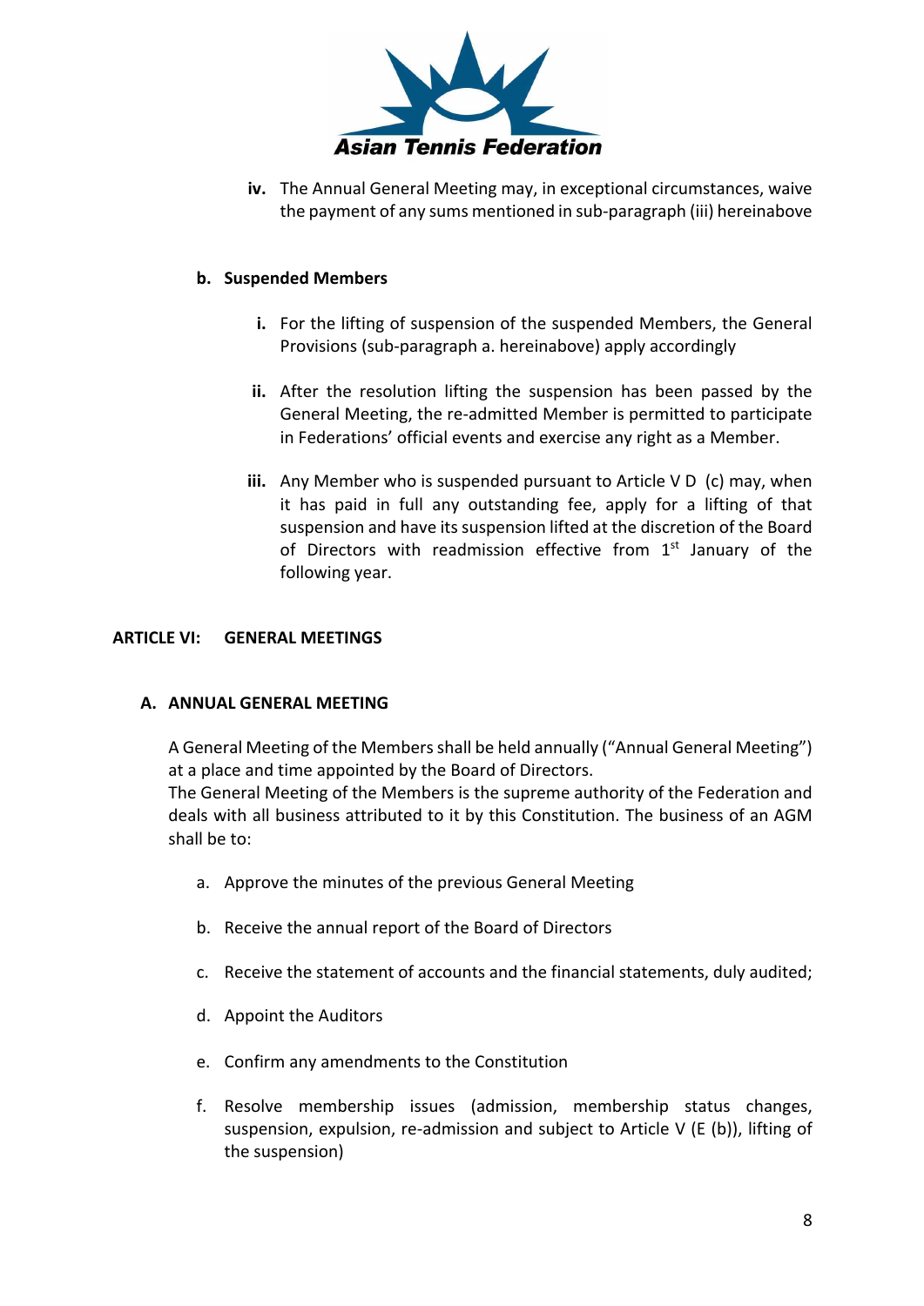iv. The Annual General Meeting may, in exceptional circumstances, waive the payment of any sums mentioned in sub-paragraph (iii) hereinabove

**b. Suspended Members**

i. For the lifting of suspension of the suspended Members, the General Provisions (sub-paragraph a. hereinabove) apply accordingly

ii. After the resolution lifting the suspension has been passed by the General Meeting, the re-admitted Member is permitted to participate in Federations' official events and exercise any right as a Member.

iii. Any Member who is suspended pursuant to Article V D (c) may, when it has paid in full any outstanding fee, apply for a lifting of that suspension and have its suspension lifted at the discretion of the Board of Directors with readmission effective from 1st January of the following year.

## ARTICLE VI: GENERAL MEETINGS

### A. ANNUAL GENERAL MEETING

A General Meeting of the Members shall be held annually ("Annual General Meeting") at a place and time appointed by the Board of Directors.
The General Meeting of the Members is the supreme authority of the Federation and deals with all business attributed to it by this Constitution. The business of an AGM shall be to:

a. Approve the minutes of the previous General Meeting

b. Receive the annual report of the Board of Directors

c. Receive the statement of accounts and the financial statements, duly audited;

d. Appoint the Auditors

e. Confirm any amendments to the Constitution

f. Resolve membership issues (admission, membership status changes, suspension, expulsion, re-admission and subject to Article V (E (b)), lifting of the suspension)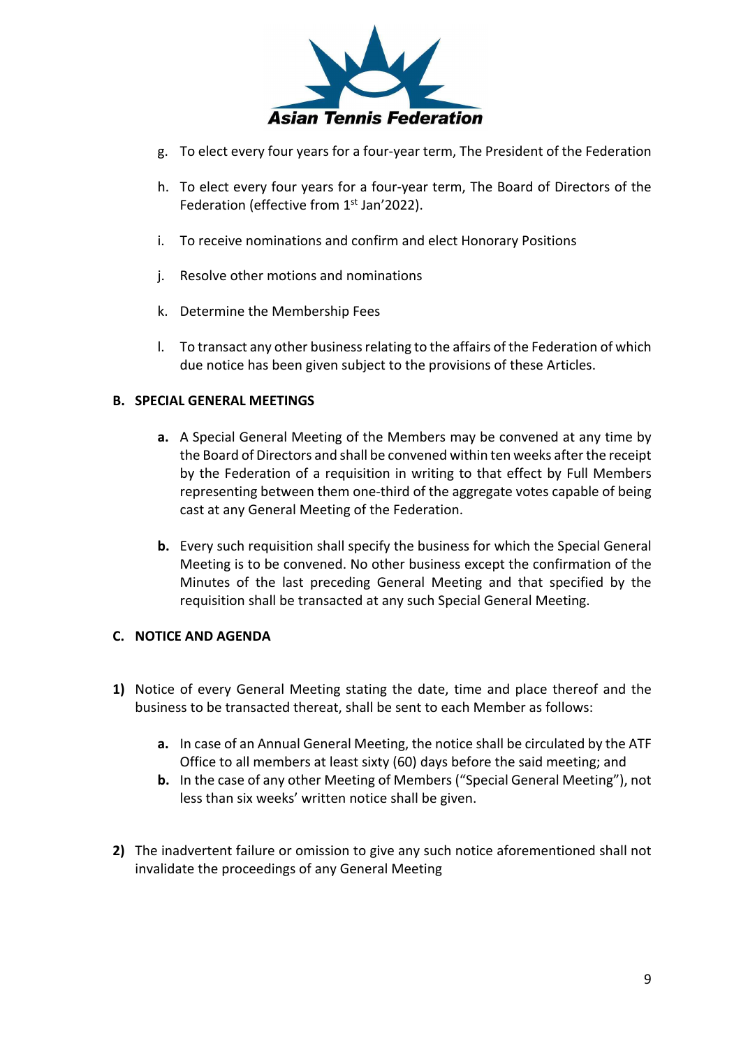g. To elect every four years for a four-year term, The President of the Federation

h. To elect every four years for a four-year term, The Board of Directors of the Federation (effective from 1st Jan'2022).

i. To receive nominations and confirm and elect Honorary Positions

j. Resolve other motions and nominations

k. Determine the Membership Fees

l. To transact any other business relating to the affairs of the Federation of which due notice has been given subject to the provisions of these Articles.

**B. SPECIAL GENERAL MEETINGS**

**a.** A Special General Meeting of the Members may be convened at any time by the Board of Directors and shall be convened within ten weeks after the receipt by the Federation of a requisition in writing to that effect by Full Members representing between them one-third of the aggregate votes capable of being cast at any General Meeting of the Federation.

**b.** Every such requisition shall specify the business for which the Special General Meeting is to be convened. No other business except the confirmation of the Minutes of the last preceding General Meeting and that specified by the requisition shall be transacted at any such Special General Meeting.

**C. NOTICE AND AGENDA**

**1)** Notice of every General Meeting stating the date, time and place thereof and the business to be transacted thereat, shall be sent to each Member as follows:

**a.** In case of an Annual General Meeting, the notice shall be circulated by the ATF Office to all members at least sixty (60) days before the said meeting; and

**b.** In the case of any other Meeting of Members ("Special General Meeting"), not less than six weeks' written notice shall be given.

**2)** The inadvertent failure or omission to give any such notice aforementioned shall not invalidate the proceedings of any General Meeting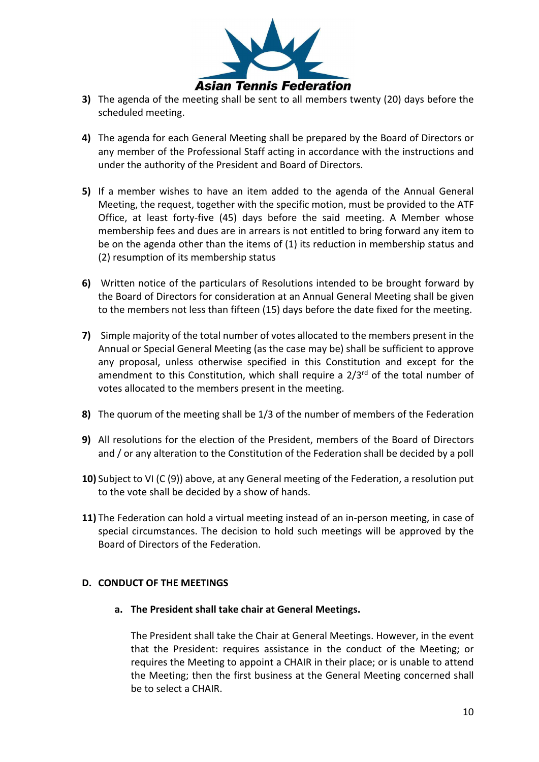3) The agenda of the meeting shall be sent to all members twenty (20) days before the scheduled meeting.

4) The agenda for each General Meeting shall be prepared by the Board of Directors or any member of the Professional Staff acting in accordance with the instructions and under the authority of the President and Board of Directors.

5) If a member wishes to have an item added to the agenda of the Annual General Meeting, the request, together with the specific motion, must be provided to the ATF Office, at least forty-five (45) days before the said meeting. A Member whose membership fees and dues are in arrears is not entitled to bring forward any item to be on the agenda other than the items of (1) its reduction in membership status and (2) resumption of its membership status

6) Written notice of the particulars of Resolutions intended to be brought forward by the Board of Directors for consideration at an Annual General Meeting shall be given to the members not less than fifteen (15) days before the date fixed for the meeting.

7) Simple majority of the total number of votes allocated to the members present in the Annual or Special General Meeting (as the case may be) shall be sufficient to approve any proposal, unless otherwise specified in this Constitution and except for the amendment to this Constitution, which shall require a 2/3rd of the total number of votes allocated to the members present in the meeting.

8) The quorum of the meeting shall be 1/3 of the number of members of the Federation

9) All resolutions for the election of the President, members of the Board of Directors and / or any alteration to the Constitution of the Federation shall be decided by a poll

10) Subject to VI (C (9)) above, at any General meeting of the Federation, a resolution put to the vote shall be decided by a show of hands.

11) The Federation can hold a virtual meeting instead of an in-person meeting, in case of special circumstances. The decision to hold such meetings will be approved by the Board of Directors of the Federation.

**D. CONDUCT OF THE MEETINGS**

**a. The President shall take chair at General Meetings.**

The President shall take the Chair at General Meetings. However, in the event that the President: requires assistance in the conduct of the Meeting; or requires the Meeting to appoint a CHAIR in their place; or is unable to attend the Meeting; then the first business at the General Meeting concerned shall be to select a CHAIR.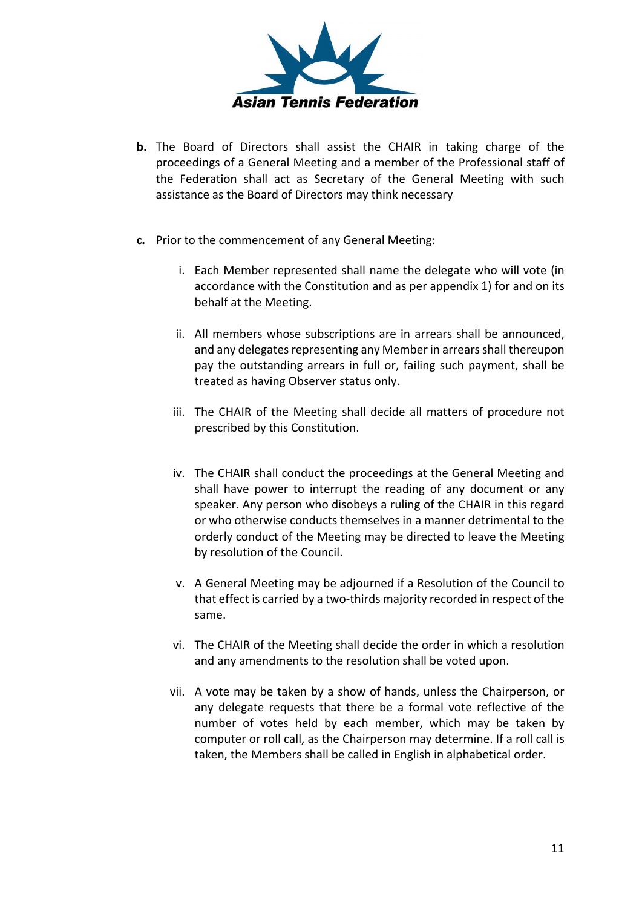**b.** The Board of Directors shall assist the CHAIR in taking charge of the proceedings of a General Meeting and a member of the Professional staff of the Federation shall act as Secretary of the General Meeting with such assistance as the Board of Directors may think necessary

**c.** Prior to the commencement of any General Meeting:

  i. Each Member represented shall name the delegate who will vote (in accordance with the Constitution and as per appendix 1) for and on its behalf at the Meeting.

  ii. All members whose subscriptions are in arrears shall be announced, and any delegates representing any Member in arrears shall thereupon pay the outstanding arrears in full or, failing such payment, shall be treated as having Observer status only.

  iii. The CHAIR of the Meeting shall decide all matters of procedure not prescribed by this Constitution.

  iv. The CHAIR shall conduct the proceedings at the General Meeting and shall have power to interrupt the reading of any document or any speaker. Any person who disobeys a ruling of the CHAIR in this regard or who otherwise conducts themselves in a manner detrimental to the orderly conduct of the Meeting may be directed to leave the Meeting by resolution of the Council.

  v. A General Meeting may be adjourned if a Resolution of the Council to that effect is carried by a two-thirds majority recorded in respect of the same.

  vi. The CHAIR of the Meeting shall decide the order in which a resolution and any amendments to the resolution shall be voted upon.

  vii. A vote may be taken by a show of hands, unless the Chairperson, or any delegate requests that there be a formal vote reflective of the number of votes held by each member, which may be taken by computer or roll call, as the Chairperson may determine. If a roll call is taken, the Members shall be called in English in alphabetical order.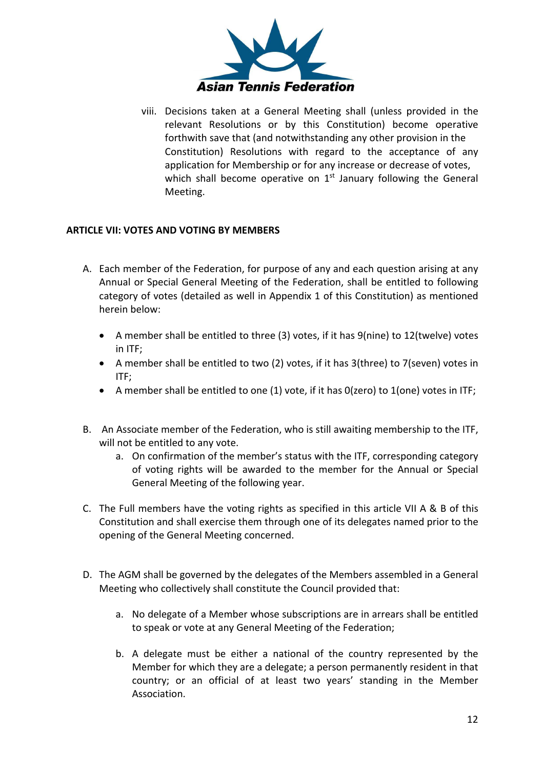viii. Decisions taken at a General Meeting shall (unless provided in the relevant Resolutions or by this Constitution) become operative forthwith save that (and notwithstanding any other provision in the Constitution) Resolutions with regard to the acceptance of any application for Membership or for any increase or decrease of votes, which shall become operative on 1st January following the General Meeting.

**ARTICLE VII: VOTES AND VOTING BY MEMBERS**

A. Each member of the Federation, for purpose of any and each question arising at any Annual or Special General Meeting of the Federation, shall be entitled to following category of votes (detailed as well in Appendix 1 of this Constitution) as mentioned herein below:

- A member shall be entitled to three (3) votes, if it has 9(nine) to 12(twelve) votes in ITF;
- A member shall be entitled to two (2) votes, if it has 3(three) to 7(seven) votes in ITF;
- A member shall be entitled to one (1) vote, if it has 0(zero) to 1(one) votes in ITF;

B. An Associate member of the Federation, who is still awaiting membership to the ITF, will not be entitled to any vote.
   a. On confirmation of the member's status with the ITF, corresponding category of voting rights will be awarded to the member for the Annual or Special General Meeting of the following year.

C. The Full members have the voting rights as specified in this article VII A & B of this Constitution and shall exercise them through one of its delegates named prior to the opening of the General Meeting concerned.

D. The AGM shall be governed by the delegates of the Members assembled in a General Meeting who collectively shall constitute the Council provided that:

   a. No delegate of a Member whose subscriptions are in arrears shall be entitled to speak or vote at any General Meeting of the Federation;

   b. A delegate must be either a national of the country represented by the Member for which they are a delegate; a person permanently resident in that country; or an official of at least two years' standing in the Member Association.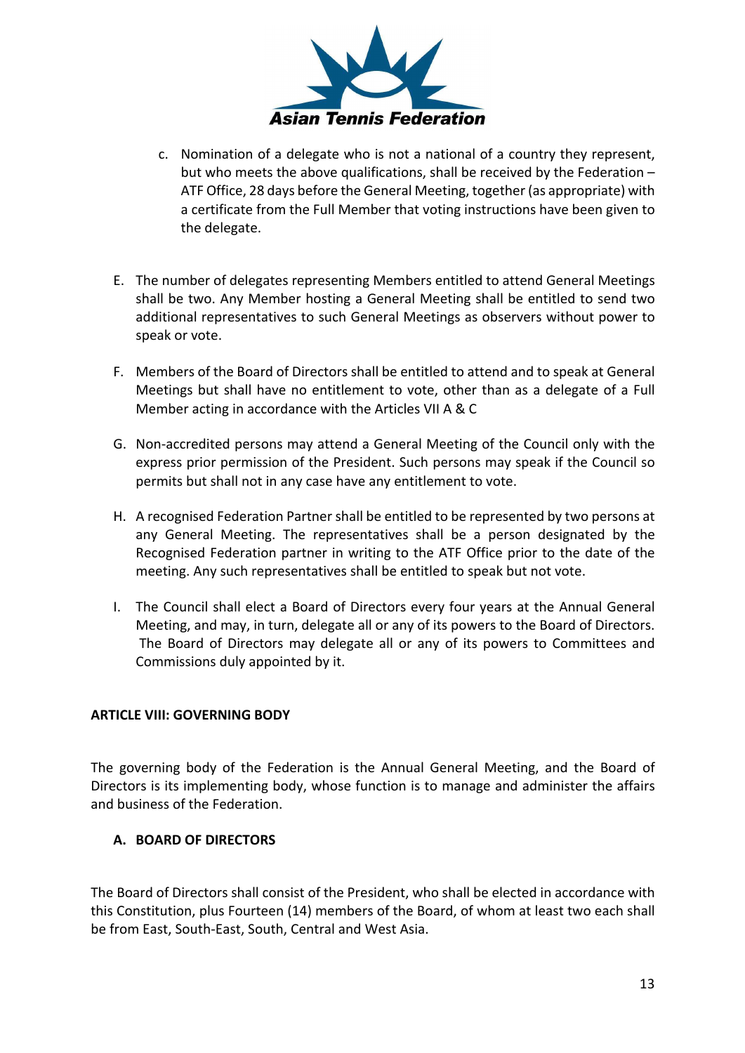c. Nomination of a delegate who is not a national of a country they represent, but who meets the above qualifications, shall be received by the Federation – ATF Office, 28 days before the General Meeting, together (as appropriate) with a certificate from the Full Member that voting instructions have been given to the delegate.

E. The number of delegates representing Members entitled to attend General Meetings shall be two. Any Member hosting a General Meeting shall be entitled to send two additional representatives to such General Meetings as observers without power to speak or vote.

F. Members of the Board of Directors shall be entitled to attend and to speak at General Meetings but shall have no entitlement to vote, other than as a delegate of a Full Member acting in accordance with the Articles VII A & C

G. Non-accredited persons may attend a General Meeting of the Council only with the express prior permission of the President. Such persons may speak if the Council so permits but shall not in any case have any entitlement to vote.

H. A recognised Federation Partner shall be entitled to be represented by two persons at any General Meeting. The representatives shall be a person designated by the Recognised Federation partner in writing to the ATF Office prior to the date of the meeting. Any such representatives shall be entitled to speak but not vote.

I. The Council shall elect a Board of Directors every four years at the Annual General Meeting, and may, in turn, delegate all or any of its powers to the Board of Directors. The Board of Directors may delegate all or any of its powers to Committees and Commissions duly appointed by it.

## ARTICLE VIII: GOVERNING BODY

The governing body of the Federation is the Annual General Meeting, and the Board of Directors is its implementing body, whose function is to manage and administer the affairs and business of the Federation.

### A. BOARD OF DIRECTORS

The Board of Directors shall consist of the President, who shall be elected in accordance with this Constitution, plus Fourteen (14) members of the Board, of whom at least two each shall be from East, South-East, South, Central and West Asia.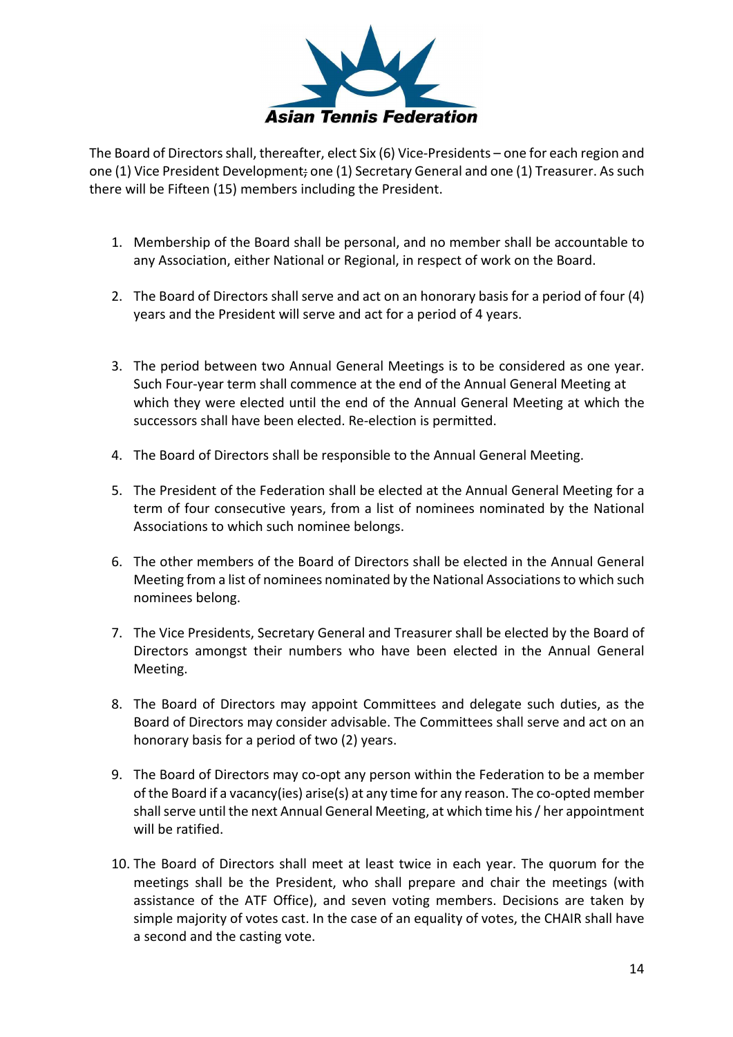The Board of Directors shall, thereafter, elect Six (6) Vice-Presidents – one for each region and one (1) Vice President Development~~;~~ one (1) Secretary General and one (1) Treasurer. As such there will be Fifteen (15) members including the President.

1. Membership of the Board shall be personal, and no member shall be accountable to any Association, either National or Regional, in respect of work on the Board.

2. The Board of Directors shall serve and act on an honorary basis for a period of four (4) years and the President will serve and act for a period of 4 years.

3. The period between two Annual General Meetings is to be considered as one year. Such Four-year term shall commence at the end of the Annual General Meeting at which they were elected until the end of the Annual General Meeting at which the successors shall have been elected. Re-election is permitted.

4. The Board of Directors shall be responsible to the Annual General Meeting.

5. The President of the Federation shall be elected at the Annual General Meeting for a term of four consecutive years, from a list of nominees nominated by the National Associations to which such nominee belongs.

6. The other members of the Board of Directors shall be elected in the Annual General Meeting from a list of nominees nominated by the National Associations to which such nominees belong.

7. The Vice Presidents, Secretary General and Treasurer shall be elected by the Board of Directors amongst their numbers who have been elected in the Annual General Meeting.

8. The Board of Directors may appoint Committees and delegate such duties, as the Board of Directors may consider advisable. The Committees shall serve and act on an honorary basis for a period of two (2) years.

9. The Board of Directors may co-opt any person within the Federation to be a member of the Board if a vacancy(ies) arise(s) at any time for any reason. The co-opted member shall serve until the next Annual General Meeting, at which time his / her appointment will be ratified.

10. The Board of Directors shall meet at least twice in each year. The quorum for the meetings shall be the President, who shall prepare and chair the meetings (with assistance of the ATF Office), and seven voting members. Decisions are taken by simple majority of votes cast. In the case of an equality of votes, the CHAIR shall have a second and the casting vote.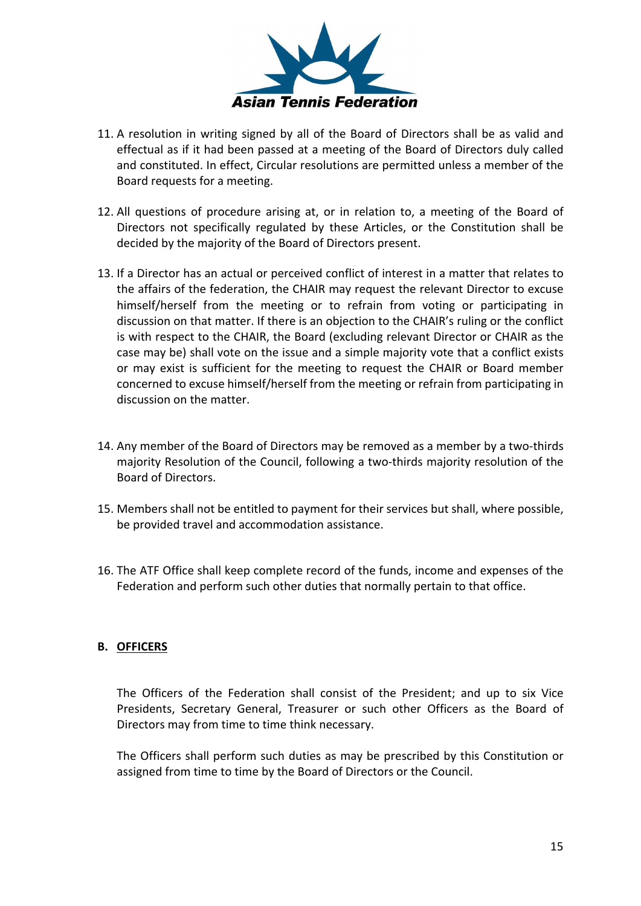11. A resolution in writing signed by all of the Board of Directors shall be as valid and effectual as if it had been passed at a meeting of the Board of Directors duly called and constituted. In effect, Circular resolutions are permitted unless a member of the Board requests for a meeting.

12. All questions of procedure arising at, or in relation to, a meeting of the Board of Directors not specifically regulated by these Articles, or the Constitution shall be decided by the majority of the Board of Directors present.

13. If a Director has an actual or perceived conflict of interest in a matter that relates to the affairs of the federation, the CHAIR may request the relevant Director to excuse himself/herself from the meeting or to refrain from voting or participating in discussion on that matter. If there is an objection to the CHAIR's ruling or the conflict is with respect to the CHAIR, the Board (excluding relevant Director or CHAIR as the case may be) shall vote on the issue and a simple majority vote that a conflict exists or may exist is sufficient for the meeting to request the CHAIR or Board member concerned to excuse himself/herself from the meeting or refrain from participating in discussion on the matter.

14. Any member of the Board of Directors may be removed as a member by a two-thirds majority Resolution of the Council, following a two-thirds majority resolution of the Board of Directors.

15. Members shall not be entitled to payment for their services but shall, where possible, be provided travel and accommodation assistance.

16. The ATF Office shall keep complete record of the funds, income and expenses of the Federation and perform such other duties that normally pertain to that office.

## B. OFFICERS

The Officers of the Federation shall consist of the President; and up to six Vice Presidents, Secretary General, Treasurer or such other Officers as the Board of Directors may from time to time think necessary.

The Officers shall perform such duties as may be prescribed by this Constitution or assigned from time to time by the Board of Directors or the Council.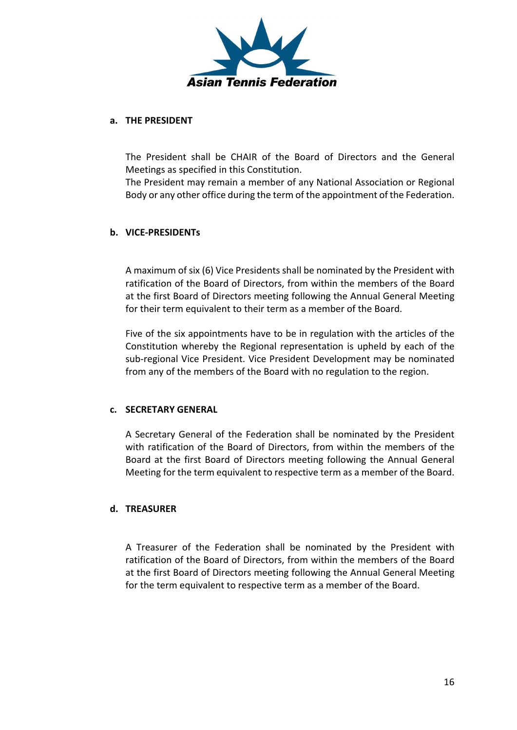**a. THE PRESIDENT**

The President shall be CHAIR of the Board of Directors and the General Meetings as specified in this Constitution.
The President may remain a member of any National Association or Regional Body or any other office during the term of the appointment of the Federation.

**b. VICE-PRESIDENTs**

A maximum of six (6) Vice Presidents shall be nominated by the President with ratification of the Board of Directors, from within the members of the Board at the first Board of Directors meeting following the Annual General Meeting for their term equivalent to their term as a member of the Board.

Five of the six appointments have to be in regulation with the articles of the Constitution whereby the Regional representation is upheld by each of the sub-regional Vice President. Vice President Development may be nominated from any of the members of the Board with no regulation to the region.

**c. SECRETARY GENERAL**

A Secretary General of the Federation shall be nominated by the President with ratification of the Board of Directors, from within the members of the Board at the first Board of Directors meeting following the Annual General Meeting for the term equivalent to respective term as a member of the Board.

**d. TREASURER**

A Treasurer of the Federation shall be nominated by the President with ratification of the Board of Directors, from within the members of the Board at the first Board of Directors meeting following the Annual General Meeting for the term equivalent to respective term as a member of the Board.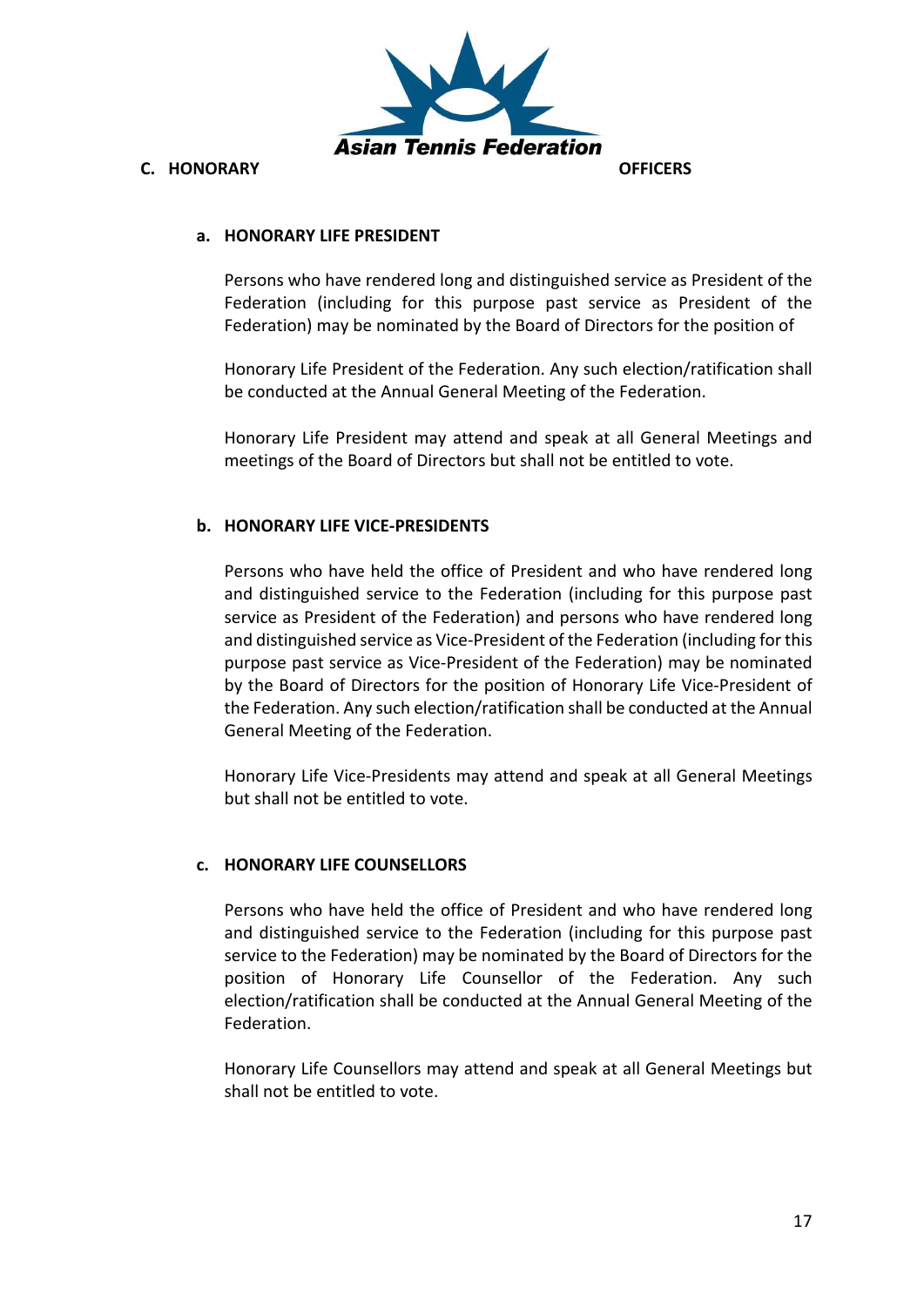## C. HONORARY OFFICERS

### a. HONORARY LIFE PRESIDENT

Persons who have rendered long and distinguished service as President of the Federation (including for this purpose past service as President of the Federation) may be nominated by the Board of Directors for the position of

Honorary Life President of the Federation. Any such election/ratification shall be conducted at the Annual General Meeting of the Federation.

Honorary Life President may attend and speak at all General Meetings and meetings of the Board of Directors but shall not be entitled to vote.

### b. HONORARY LIFE VICE-PRESIDENTS

Persons who have held the office of President and who have rendered long and distinguished service to the Federation (including for this purpose past service as President of the Federation) and persons who have rendered long and distinguished service as Vice-President of the Federation (including for this purpose past service as Vice-President of the Federation) may be nominated by the Board of Directors for the position of Honorary Life Vice-President of the Federation. Any such election/ratification shall be conducted at the Annual General Meeting of the Federation.

Honorary Life Vice-Presidents may attend and speak at all General Meetings but shall not be entitled to vote.

### c. HONORARY LIFE COUNSELLORS

Persons who have held the office of President and who have rendered long and distinguished service to the Federation (including for this purpose past service to the Federation) may be nominated by the Board of Directors for the position of Honorary Life Counsellor of the Federation. Any such election/ratification shall be conducted at the Annual General Meeting of the Federation.

Honorary Life Counsellors may attend and speak at all General Meetings but shall not be entitled to vote.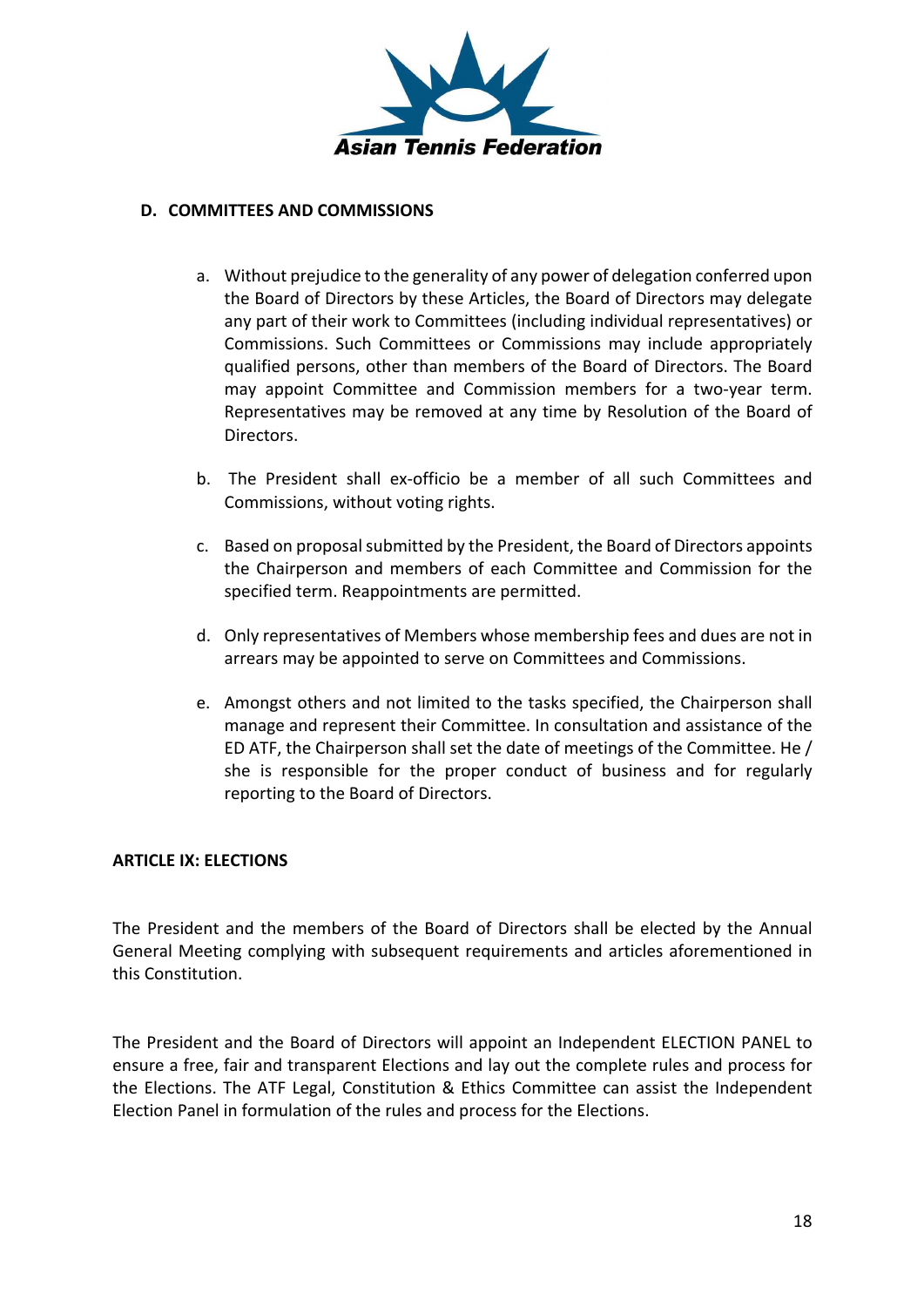### D. COMMITTEES AND COMMISSIONS

a. Without prejudice to the generality of any power of delegation conferred upon the Board of Directors by these Articles, the Board of Directors may delegate any part of their work to Committees (including individual representatives) or Commissions. Such Committees or Commissions may include appropriately qualified persons, other than members of the Board of Directors. The Board may appoint Committee and Commission members for a two-year term. Representatives may be removed at any time by Resolution of the Board of Directors.

b. The President shall ex-officio be a member of all such Committees and Commissions, without voting rights.

c. Based on proposal submitted by the President, the Board of Directors appoints the Chairperson and members of each Committee and Commission for the specified term. Reappointments are permitted.

d. Only representatives of Members whose membership fees and dues are not in arrears may be appointed to serve on Committees and Commissions.

e. Amongst others and not limited to the tasks specified, the Chairperson shall manage and represent their Committee. In consultation and assistance of the ED ATF, the Chairperson shall set the date of meetings of the Committee. He / she is responsible for the proper conduct of business and for regularly reporting to the Board of Directors.

## ARTICLE IX: ELECTIONS

The President and the members of the Board of Directors shall be elected by the Annual General Meeting complying with subsequent requirements and articles aforementioned in this Constitution.

The President and the Board of Directors will appoint an Independent ELECTION PANEL to ensure a free, fair and transparent Elections and lay out the complete rules and process for the Elections. The ATF Legal, Constitution & Ethics Committee can assist the Independent Election Panel in formulation of the rules and process for the Elections.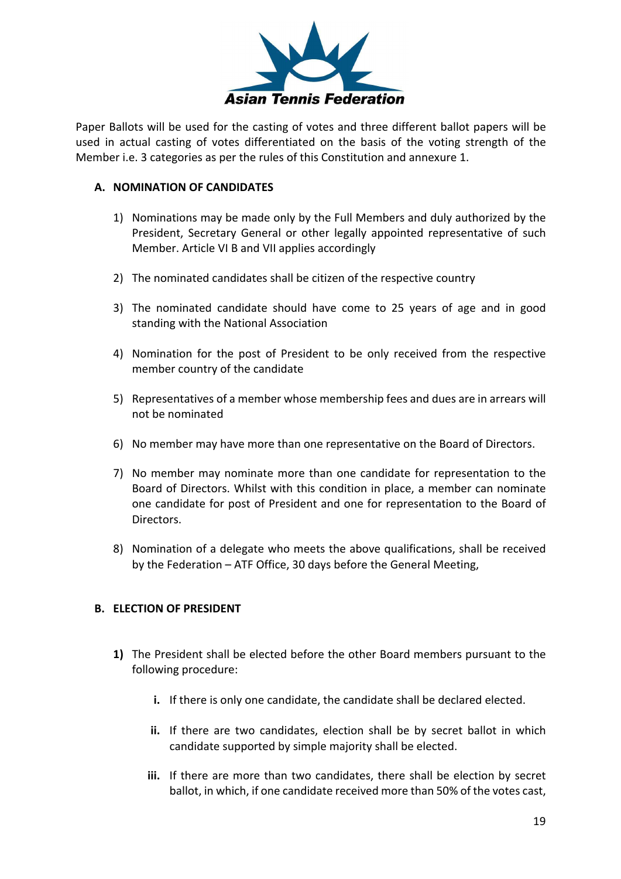Paper Ballots will be used for the casting of votes and three different ballot papers will be used in actual casting of votes differentiated on the basis of the voting strength of the Member i.e. 3 categories as per the rules of this Constitution and annexure 1.

**A. NOMINATION OF CANDIDATES**

1) Nominations may be made only by the Full Members and duly authorized by the President, Secretary General or other legally appointed representative of such Member. Article VI B and VII applies accordingly

2) The nominated candidates shall be citizen of the respective country

3) The nominated candidate should have come to 25 years of age and in good standing with the National Association

4) Nomination for the post of President to be only received from the respective member country of the candidate

5) Representatives of a member whose membership fees and dues are in arrears will not be nominated

6) No member may have more than one representative on the Board of Directors.

7) No member may nominate more than one candidate for representation to the Board of Directors. Whilst with this condition in place, a member can nominate one candidate for post of President and one for representation to the Board of Directors.

8) Nomination of a delegate who meets the above qualifications, shall be received by the Federation – ATF Office, 30 days before the General Meeting,

**B. ELECTION OF PRESIDENT**

**1)** The President shall be elected before the other Board members pursuant to the following procedure:

  **i.** If there is only one candidate, the candidate shall be declared elected.

  **ii.** If there are two candidates, election shall be by secret ballot in which candidate supported by simple majority shall be elected.

  **iii.** If there are more than two candidates, there shall be election by secret ballot, in which, if one candidate received more than 50% of the votes cast,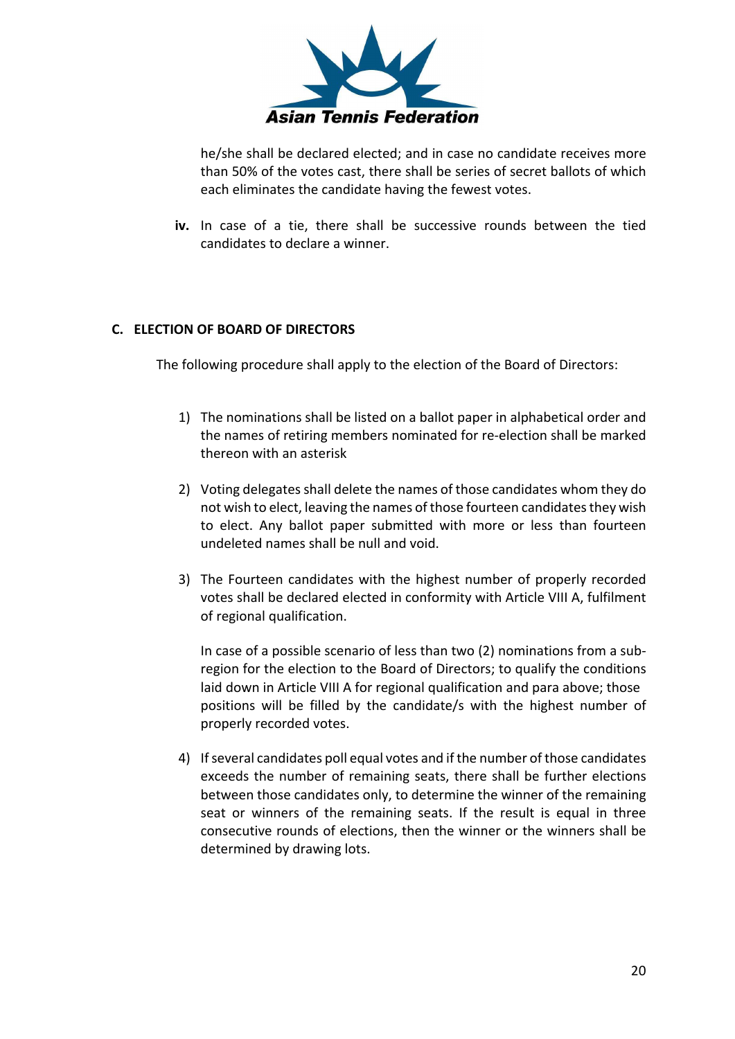he/she shall be declared elected; and in case no candidate receives more than 50% of the votes cast, there shall be series of secret ballots of which each eliminates the candidate having the fewest votes.

**iv.** In case of a tie, there shall be successive rounds between the tied candidates to declare a winner.

## C. ELECTION OF BOARD OF DIRECTORS

The following procedure shall apply to the election of the Board of Directors:

1) The nominations shall be listed on a ballot paper in alphabetical order and the names of retiring members nominated for re-election shall be marked thereon with an asterisk

2) Voting delegates shall delete the names of those candidates whom they do not wish to elect, leaving the names of those fourteen candidates they wish to elect. Any ballot paper submitted with more or less than fourteen undeleted names shall be null and void.

3) The Fourteen candidates with the highest number of properly recorded votes shall be declared elected in conformity with Article VIII A, fulfilment of regional qualification.

   In case of a possible scenario of less than two (2) nominations from a sub-region for the election to the Board of Directors; to qualify the conditions laid down in Article VIII A for regional qualification and para above; those positions will be filled by the candidate/s with the highest number of properly recorded votes.

4) If several candidates poll equal votes and if the number of those candidates exceeds the number of remaining seats, there shall be further elections between those candidates only, to determine the winner of the remaining seat or winners of the remaining seats. If the result is equal in three consecutive rounds of elections, then the winner or the winners shall be determined by drawing lots.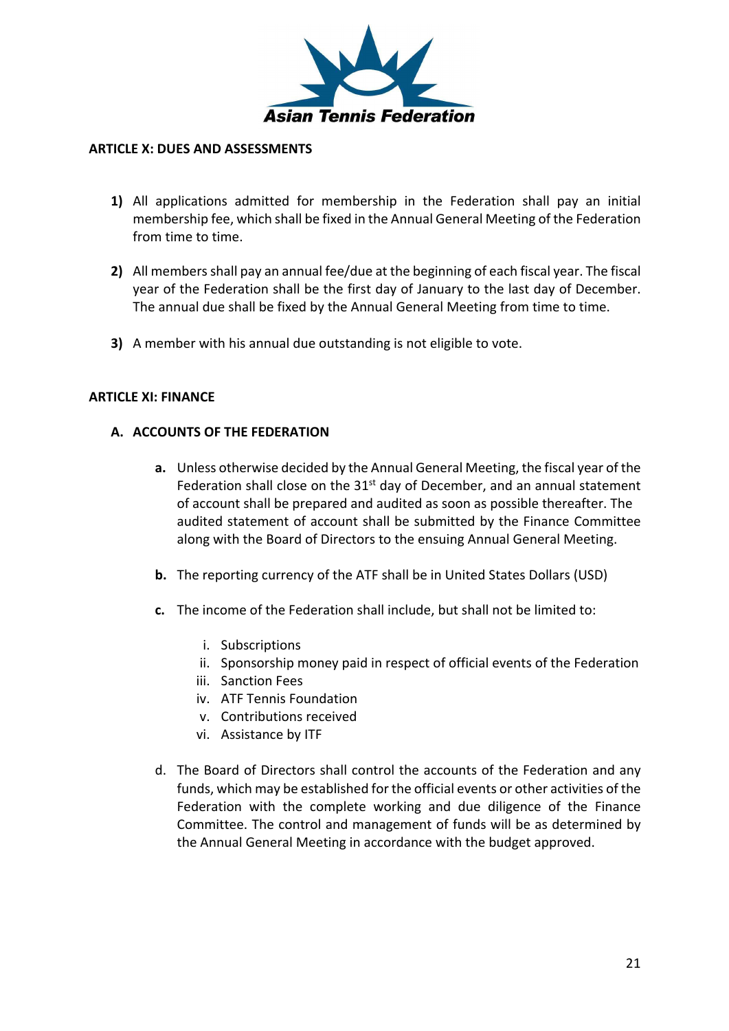## ARTICLE X: DUES AND ASSESSMENTS

1) All applications admitted for membership in the Federation shall pay an initial membership fee, which shall be fixed in the Annual General Meeting of the Federation from time to time.

2) All members shall pay an annual fee/due at the beginning of each fiscal year. The fiscal year of the Federation shall be the first day of January to the last day of December. The annual due shall be fixed by the Annual General Meeting from time to time.

3) A member with his annual due outstanding is not eligible to vote.

## ARTICLE XI: FINANCE

### A. ACCOUNTS OF THE FEDERATION

**a.** Unless otherwise decided by the Annual General Meeting, the fiscal year of the Federation shall close on the 31st day of December, and an annual statement of account shall be prepared and audited as soon as possible thereafter. The audited statement of account shall be submitted by the Finance Committee along with the Board of Directors to the ensuing Annual General Meeting.

**b.** The reporting currency of the ATF shall be in United States Dollars (USD)

**c.** The income of the Federation shall include, but shall not be limited to:

   i. Subscriptions
   ii. Sponsorship money paid in respect of official events of the Federation
   iii. Sanction Fees
   iv. ATF Tennis Foundation
   v. Contributions received
   vi. Assistance by ITF

d. The Board of Directors shall control the accounts of the Federation and any funds, which may be established for the official events or other activities of the Federation with the complete working and due diligence of the Finance Committee. The control and management of funds will be as determined by the Annual General Meeting in accordance with the budget approved.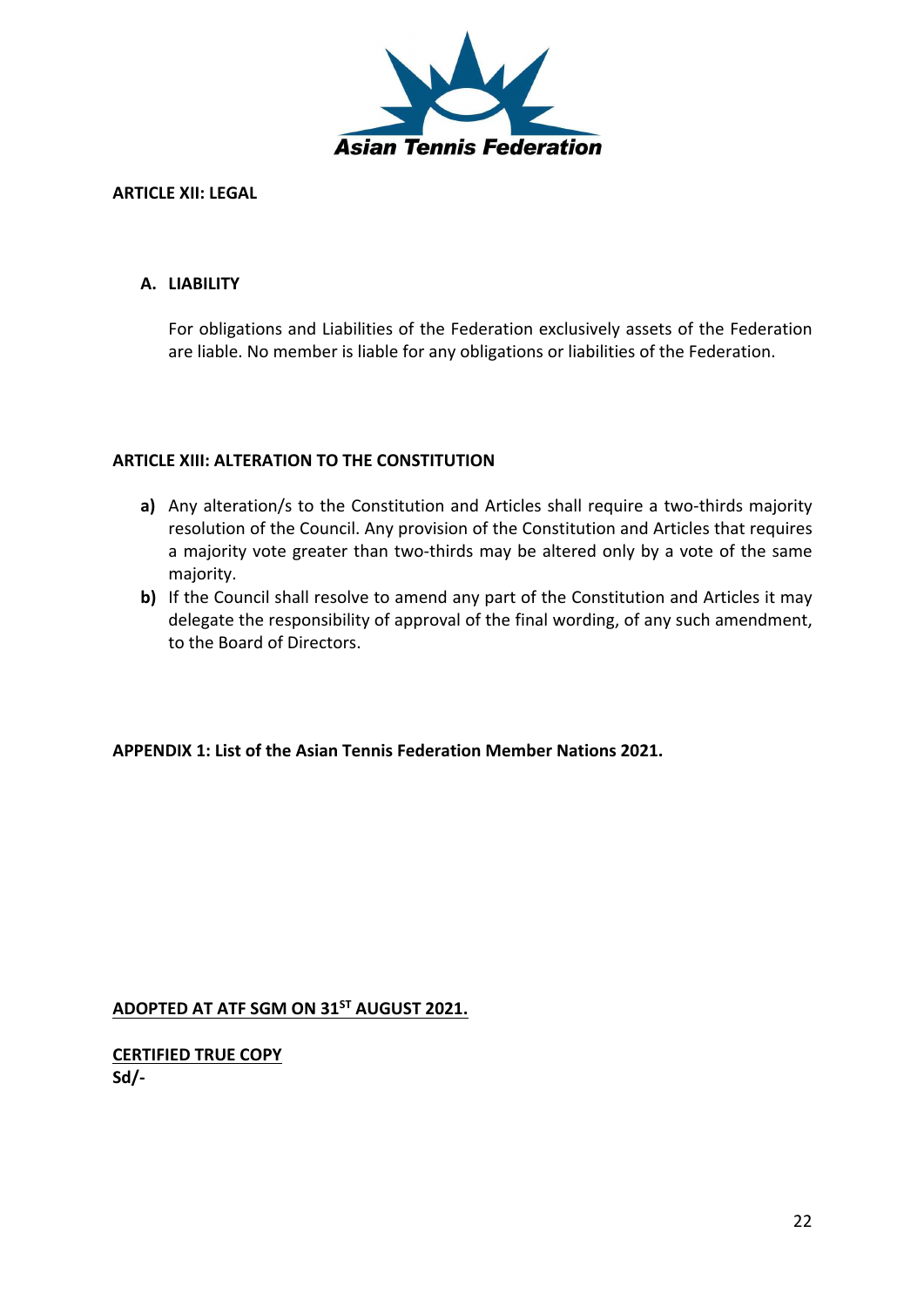Asian Tennis Federation

**ARTICLE XII: LEGAL**

**A. LIABILITY**

For obligations and Liabilities of the Federation exclusively assets of the Federation are liable. No member is liable for any obligations or liabilities of the Federation.

**ARTICLE XIII: ALTERATION TO THE CONSTITUTION**

**a)** Any alteration/s to the Constitution and Articles shall require a two-thirds majority resolution of the Council. Any provision of the Constitution and Articles that requires a majority vote greater than two-thirds may be altered only by a vote of the same majority.

**b)** If the Council shall resolve to amend any part of the Constitution and Articles it may delegate the responsibility of approval of the final wording, of any such amendment, to the Board of Directors.

**APPENDIX 1: List of the Asian Tennis Federation Member Nations 2021.**

**ADOPTED AT ATF SGM ON 31ST AUGUST 2021.**

**CERTIFIED TRUE COPY**
**Sd/-**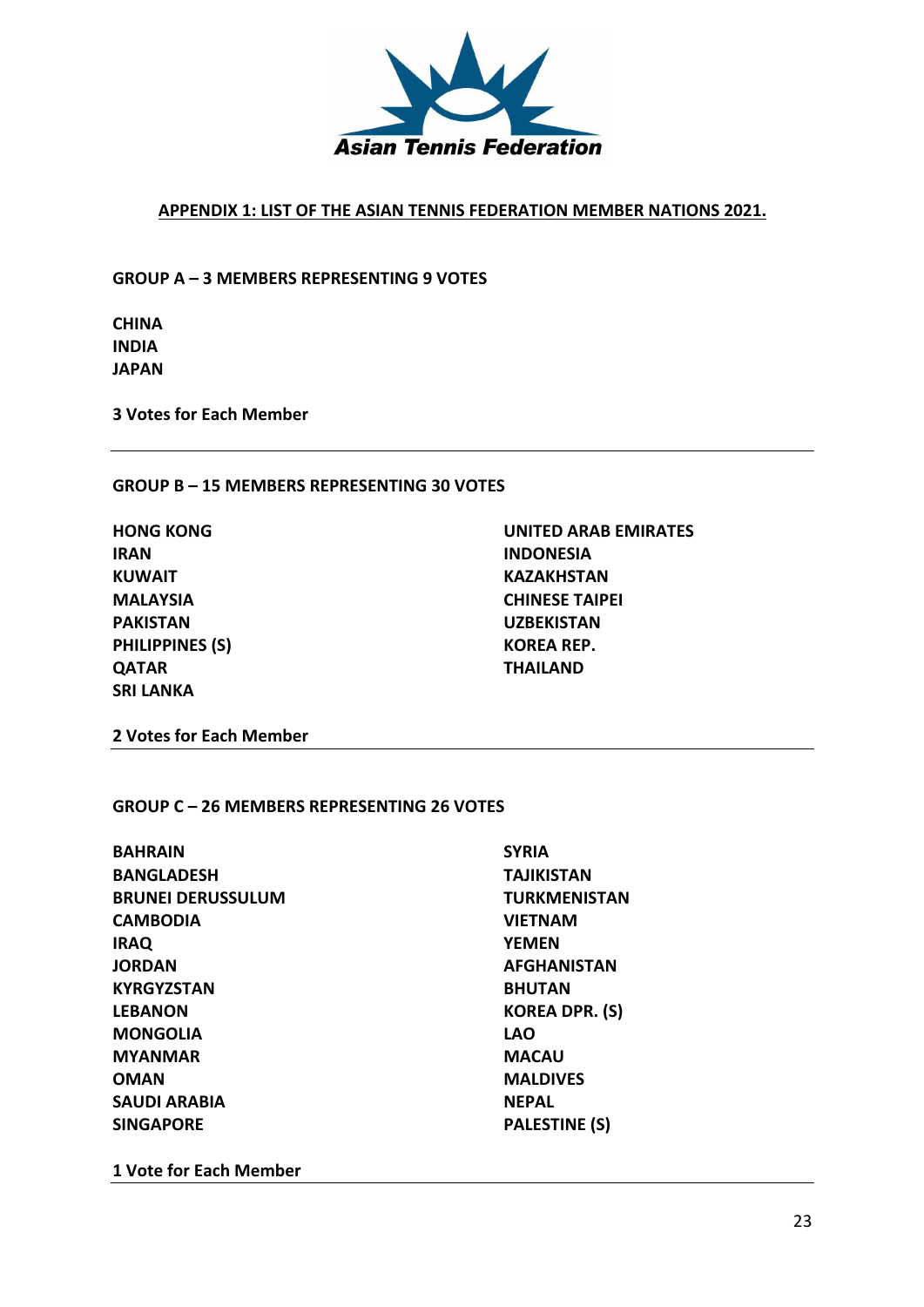Asian Tennis Federation

## APPENDIX 1: LIST OF THE ASIAN TENNIS FEDERATION MEMBER NATIONS 2021.

**GROUP A – 3 MEMBERS REPRESENTING 9 VOTES**

**CHINA**
**INDIA**
**JAPAN**

**3 Votes for Each Member**

---

**GROUP B – 15 MEMBERS REPRESENTING 30 VOTES**

**HONG KONG**
**IRAN**
**KUWAIT**
**MALAYSIA**
**PAKISTAN**
**PHILIPPINES (S)**
**QATAR**
**SRI LANKA**
**UNITED ARAB EMIRATES**
**INDONESIA**
**KAZAKHSTAN**
**CHINESE TAIPEI**
**UZBEKISTAN**
**KOREA REP.**
**THAILAND**

**2 Votes for Each Member**

---

**GROUP C – 26 MEMBERS REPRESENTING 26 VOTES**

**BAHRAIN**
**BANGLADESH**
**BRUNEI DERUSSULUM**
**CAMBODIA**
**IRAQ**
**JORDAN**
**KYRGYZSTAN**
**LEBANON**
**MONGOLIA**
**MYANMAR**
**OMAN**
**SAUDI ARABIA**
**SINGAPORE**
**SYRIA**
**TAJIKISTAN**
**TURKMENISTAN**
**VIETNAM**
**YEMEN**
**AFGHANISTAN**
**BHUTAN**
**KOREA DPR. (S)**
**LAO**
**MACAU**
**MALDIVES**
**NEPAL**
**PALESTINE (S)**

**1 Vote for Each Member**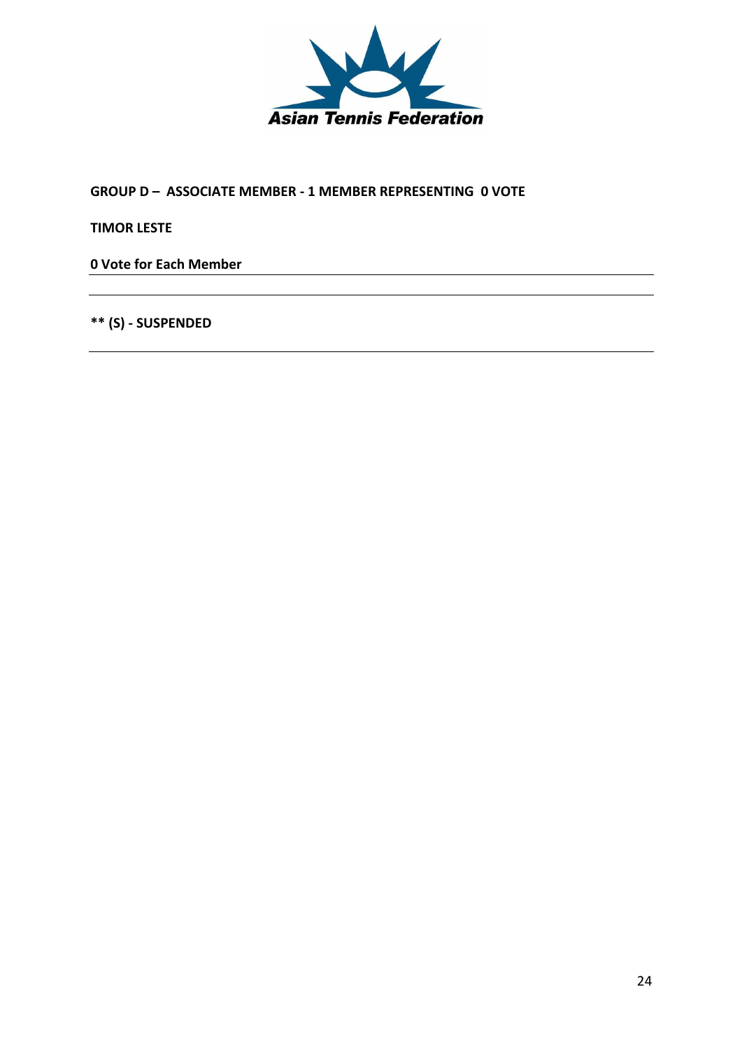Asian Tennis Federation

**GROUP D – ASSOCIATE MEMBER - 1 MEMBER REPRESENTING 0 VOTE**

**TIMOR LESTE**

**0 Vote for Each Member**

---

**\*\* (S) - SUSPENDED**

---